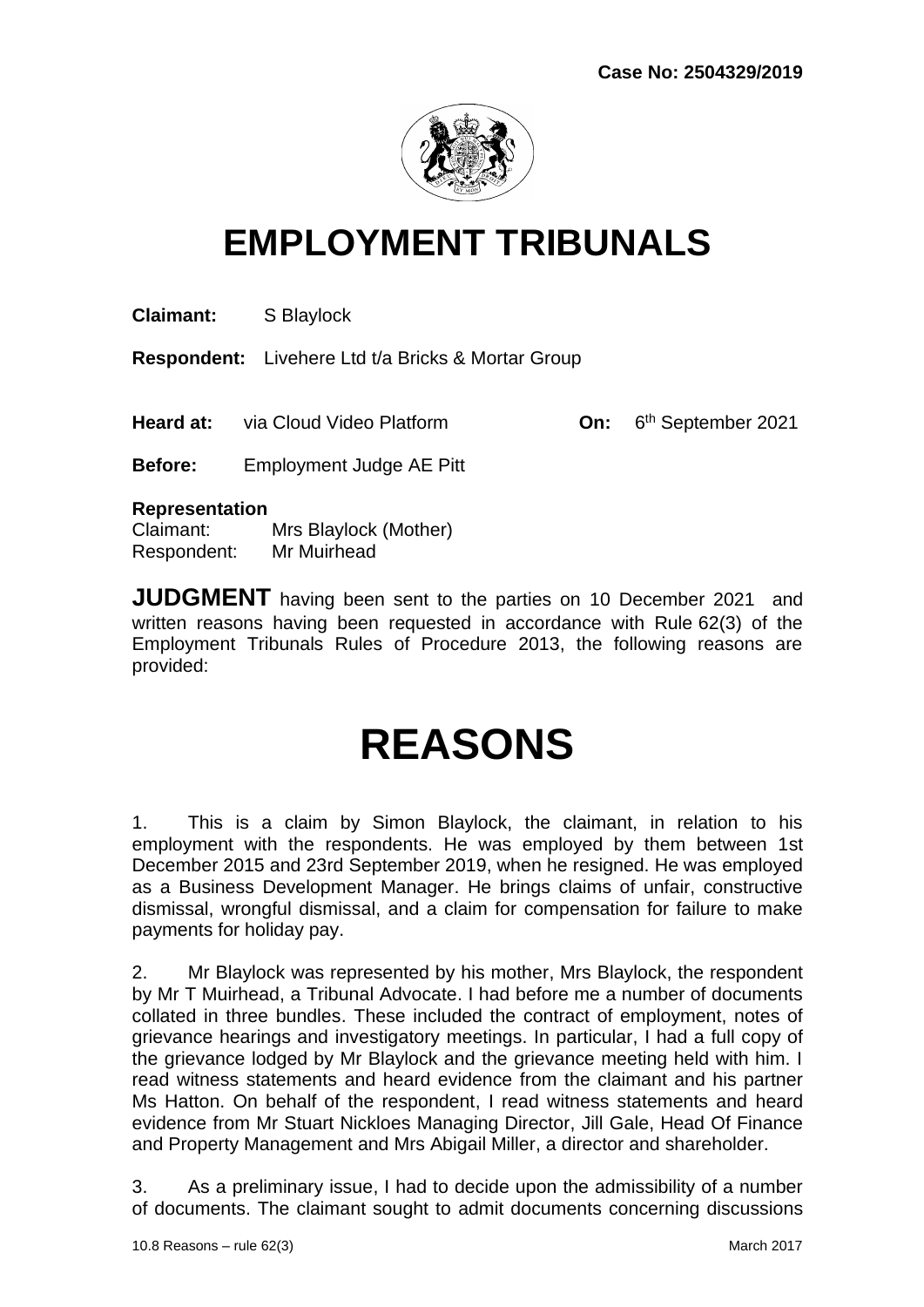Case No: 2504329/2019

# EMPLOYMENT TRIBUNALS

**Claimant:** S Blaylock

**Respondent:** Livehere Ltd t/a Bricks & Mortar Group

**Heard at:** via Cloud Video Platform **On:** 6th September 2021

**Before:** Employment Judge AE Pitt

**Representation**
Claimant: Mrs Blaylock (Mother)
Respondent: Mr Muirhead

**JUDGMENT** having been sent to the parties on 10 December 2021 and written reasons having been requested in accordance with Rule 62(3) of the Employment Tribunals Rules of Procedure 2013, the following reasons are provided:

# REASONS

1. This is a claim by Simon Blaylock, the claimant, in relation to his employment with the respondents. He was employed by them between 1st December 2015 and 23rd September 2019, when he resigned. He was employed as a Business Development Manager. He brings claims of unfair, constructive dismissal, wrongful dismissal, and a claim for compensation for failure to make payments for holiday pay.

2. Mr Blaylock was represented by his mother, Mrs Blaylock, the respondent by Mr T Muirhead, a Tribunal Advocate. I had before me a number of documents collated in three bundles. These included the contract of employment, notes of grievance hearings and investigatory meetings. In particular, I had a full copy of the grievance lodged by Mr Blaylock and the grievance meeting held with him. I read witness statements and heard evidence from the claimant and his partner Ms Hatton. On behalf of the respondent, I read witness statements and heard evidence from Mr Stuart Nickloes Managing Director, Jill Gale, Head Of Finance and Property Management and Mrs Abigail Miller, a director and shareholder.

3. As a preliminary issue, I had to decide upon the admissibility of a number of documents. The claimant sought to admit documents concerning discussions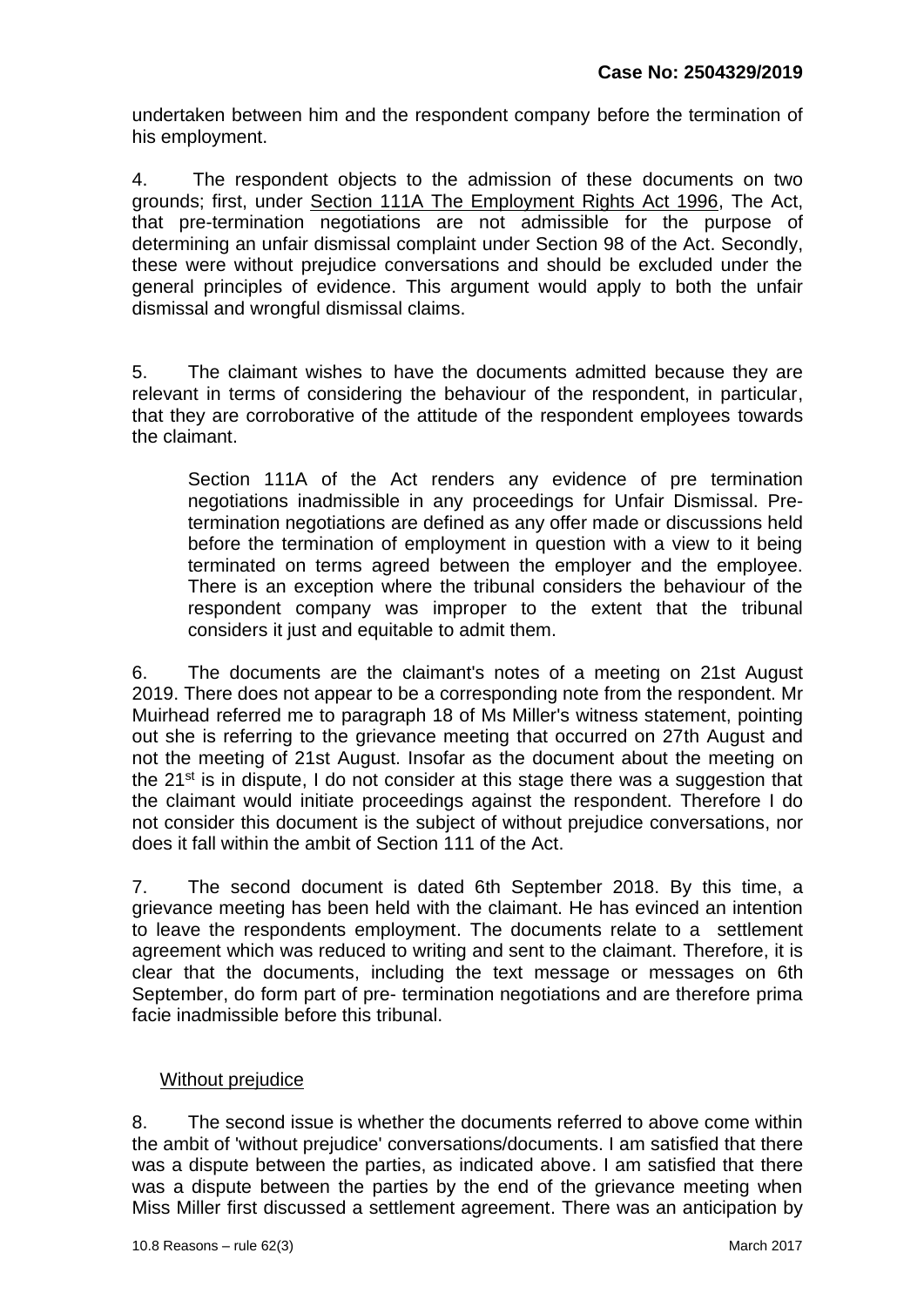undertaken between him and the respondent company before the termination of his employment.

4. The respondent objects to the admission of these documents on two grounds; first, under Section 111A The Employment Rights Act 1996, The Act, that pre-termination negotiations are not admissible for the purpose of determining an unfair dismissal complaint under Section 98 of the Act. Secondly, these were without prejudice conversations and should be excluded under the general principles of evidence. This argument would apply to both the unfair dismissal and wrongful dismissal claims.

5. The claimant wishes to have the documents admitted because they are relevant in terms of considering the behaviour of the respondent, in particular, that they are corroborative of the attitude of the respondent employees towards the claimant.

> Section 111A of the Act renders any evidence of pre termination negotiations inadmissible in any proceedings for Unfair Dismissal. Pre-termination negotiations are defined as any offer made or discussions held before the termination of employment in question with a view to it being terminated on terms agreed between the employer and the employee. There is an exception where the tribunal considers the behaviour of the respondent company was improper to the extent that the tribunal considers it just and equitable to admit them.

6. The documents are the claimant's notes of a meeting on 21st August 2019. There does not appear to be a corresponding note from the respondent. Mr Muirhead referred me to paragraph 18 of Ms Miller's witness statement, pointing out she is referring to the grievance meeting that occurred on 27th August and not the meeting of 21st August. Insofar as the document about the meeting on the 21st is in dispute, I do not consider at this stage there was a suggestion that the claimant would initiate proceedings against the respondent. Therefore I do not consider this document is the subject of without prejudice conversations, nor does it fall within the ambit of Section 111 of the Act.

7. The second document is dated 6th September 2018. By this time, a grievance meeting has been held with the claimant. He has evinced an intention to leave the respondents employment. The documents relate to a settlement agreement which was reduced to writing and sent to the claimant. Therefore, it is clear that the documents, including the text message or messages on 6th September, do form part of pre- termination negotiations and are therefore prima facie inadmissible before this tribunal.

## Without prejudice

8. The second issue is whether the documents referred to above come within the ambit of 'without prejudice' conversations/documents. I am satisfied that there was a dispute between the parties, as indicated above. I am satisfied that there was a dispute between the parties by the end of the grievance meeting when Miss Miller first discussed a settlement agreement. There was an anticipation by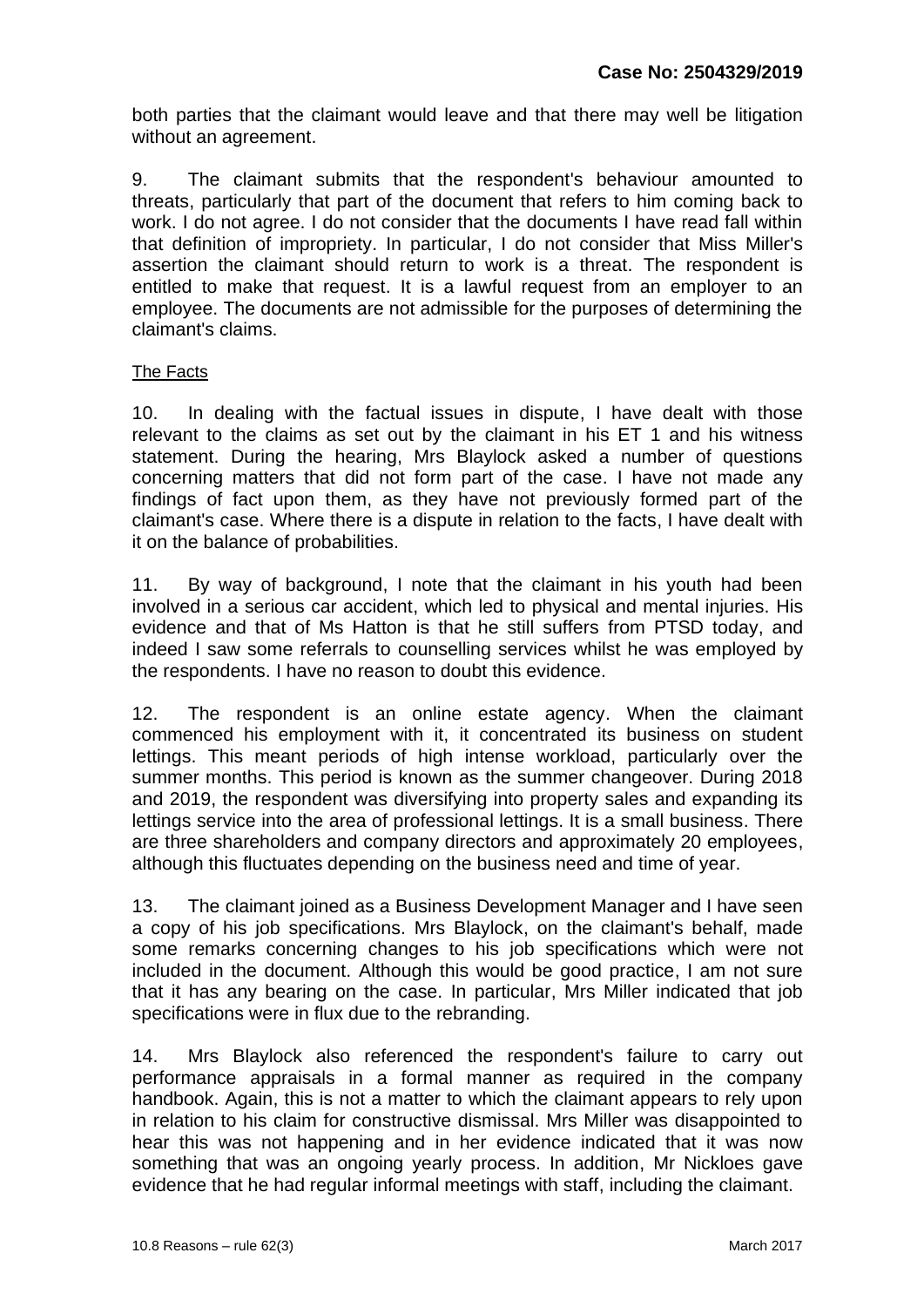both parties that the claimant would leave and that there may well be litigation without an agreement.

9. The claimant submits that the respondent's behaviour amounted to threats, particularly that part of the document that refers to him coming back to work. I do not agree. I do not consider that the documents I have read fall within that definition of impropriety. In particular, I do not consider that Miss Miller's assertion the claimant should return to work is a threat. The respondent is entitled to make that request. It is a lawful request from an employer to an employee. The documents are not admissible for the purposes of determining the claimant's claims.

The Facts

10. In dealing with the factual issues in dispute, I have dealt with those relevant to the claims as set out by the claimant in his ET 1 and his witness statement. During the hearing, Mrs Blaylock asked a number of questions concerning matters that did not form part of the case. I have not made any findings of fact upon them, as they have not previously formed part of the claimant's case. Where there is a dispute in relation to the facts, I have dealt with it on the balance of probabilities.

11. By way of background, I note that the claimant in his youth had been involved in a serious car accident, which led to physical and mental injuries. His evidence and that of Ms Hatton is that he still suffers from PTSD today, and indeed I saw some referrals to counselling services whilst he was employed by the respondents. I have no reason to doubt this evidence.

12. The respondent is an online estate agency. When the claimant commenced his employment with it, it concentrated its business on student lettings. This meant periods of high intense workload, particularly over the summer months. This period is known as the summer changeover. During 2018 and 2019, the respondent was diversifying into property sales and expanding its lettings service into the area of professional lettings. It is a small business. There are three shareholders and company directors and approximately 20 employees, although this fluctuates depending on the business need and time of year.

13. The claimant joined as a Business Development Manager and I have seen a copy of his job specifications. Mrs Blaylock, on the claimant's behalf, made some remarks concerning changes to his job specifications which were not included in the document. Although this would be good practice, I am not sure that it has any bearing on the case. In particular, Mrs Miller indicated that job specifications were in flux due to the rebranding.

14. Mrs Blaylock also referenced the respondent's failure to carry out performance appraisals in a formal manner as required in the company handbook. Again, this is not a matter to which the claimant appears to rely upon in relation to his claim for constructive dismissal. Mrs Miller was disappointed to hear this was not happening and in her evidence indicated that it was now something that was an ongoing yearly process. In addition, Mr Nickloes gave evidence that he had regular informal meetings with staff, including the claimant.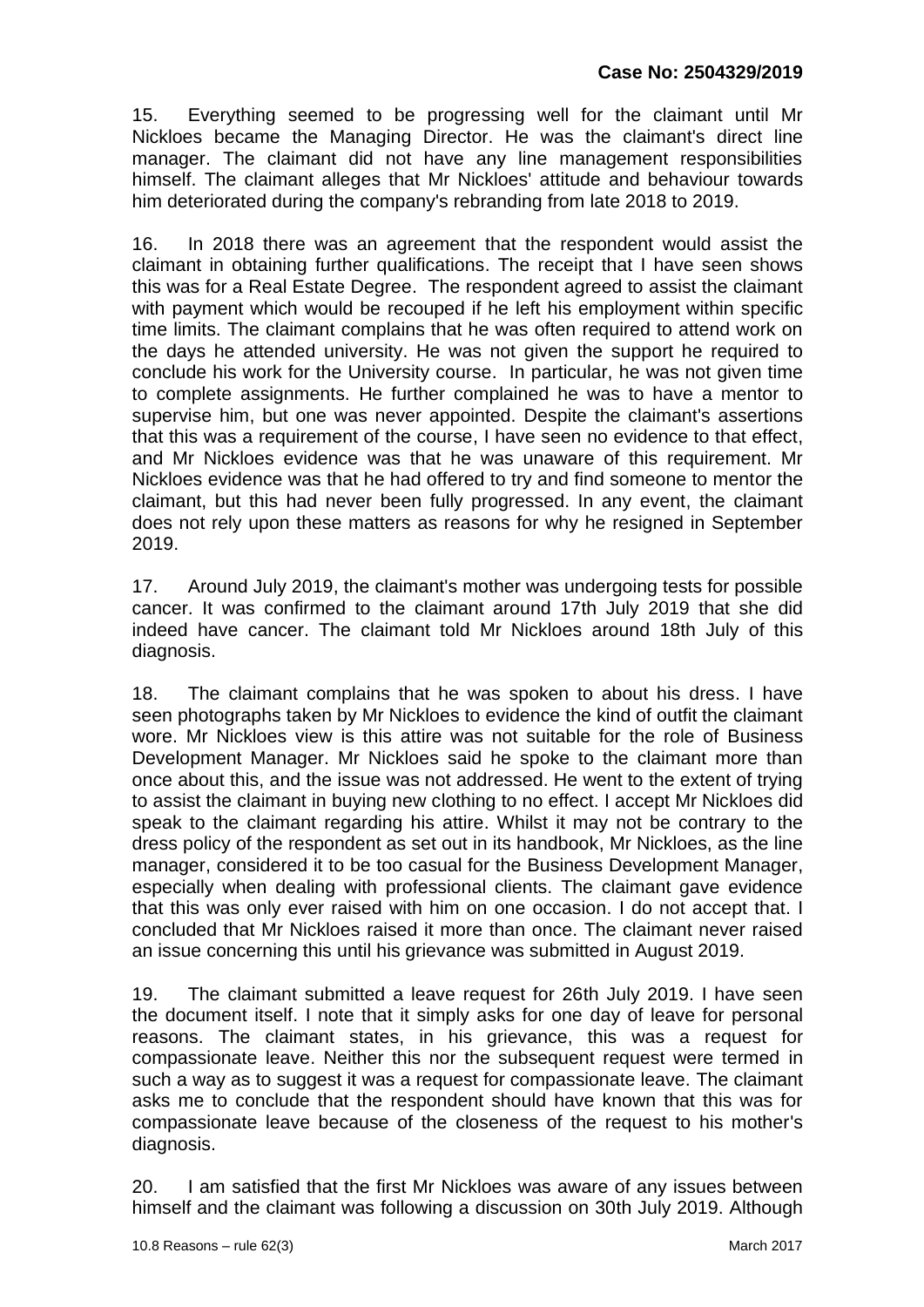15. Everything seemed to be progressing well for the claimant until Mr Nickloes became the Managing Director. He was the claimant's direct line manager. The claimant did not have any line management responsibilities himself. The claimant alleges that Mr Nickloes' attitude and behaviour towards him deteriorated during the company's rebranding from late 2018 to 2019.

16. In 2018 there was an agreement that the respondent would assist the claimant in obtaining further qualifications. The receipt that I have seen shows this was for a Real Estate Degree. The respondent agreed to assist the claimant with payment which would be recouped if he left his employment within specific time limits. The claimant complains that he was often required to attend work on the days he attended university. He was not given the support he required to conclude his work for the University course. In particular, he was not given time to complete assignments. He further complained he was to have a mentor to supervise him, but one was never appointed. Despite the claimant's assertions that this was a requirement of the course, I have seen no evidence to that effect, and Mr Nickloes evidence was that he was unaware of this requirement. Mr Nickloes evidence was that he had offered to try and find someone to mentor the claimant, but this had never been fully progressed. In any event, the claimant does not rely upon these matters as reasons for why he resigned in September 2019.

17. Around July 2019, the claimant's mother was undergoing tests for possible cancer. It was confirmed to the claimant around 17th July 2019 that she did indeed have cancer. The claimant told Mr Nickloes around 18th July of this diagnosis.

18. The claimant complains that he was spoken to about his dress. I have seen photographs taken by Mr Nickloes to evidence the kind of outfit the claimant wore. Mr Nickloes view is this attire was not suitable for the role of Business Development Manager. Mr Nickloes said he spoke to the claimant more than once about this, and the issue was not addressed. He went to the extent of trying to assist the claimant in buying new clothing to no effect. I accept Mr Nickloes did speak to the claimant regarding his attire. Whilst it may not be contrary to the dress policy of the respondent as set out in its handbook, Mr Nickloes, as the line manager, considered it to be too casual for the Business Development Manager, especially when dealing with professional clients. The claimant gave evidence that this was only ever raised with him on one occasion. I do not accept that. I concluded that Mr Nickloes raised it more than once. The claimant never raised an issue concerning this until his grievance was submitted in August 2019.

19. The claimant submitted a leave request for 26th July 2019. I have seen the document itself. I note that it simply asks for one day of leave for personal reasons. The claimant states, in his grievance, this was a request for compassionate leave. Neither this nor the subsequent request were termed in such a way as to suggest it was a request for compassionate leave. The claimant asks me to conclude that the respondent should have known that this was for compassionate leave because of the closeness of the request to his mother's diagnosis.

20. I am satisfied that the first Mr Nickloes was aware of any issues between himself and the claimant was following a discussion on 30th July 2019. Although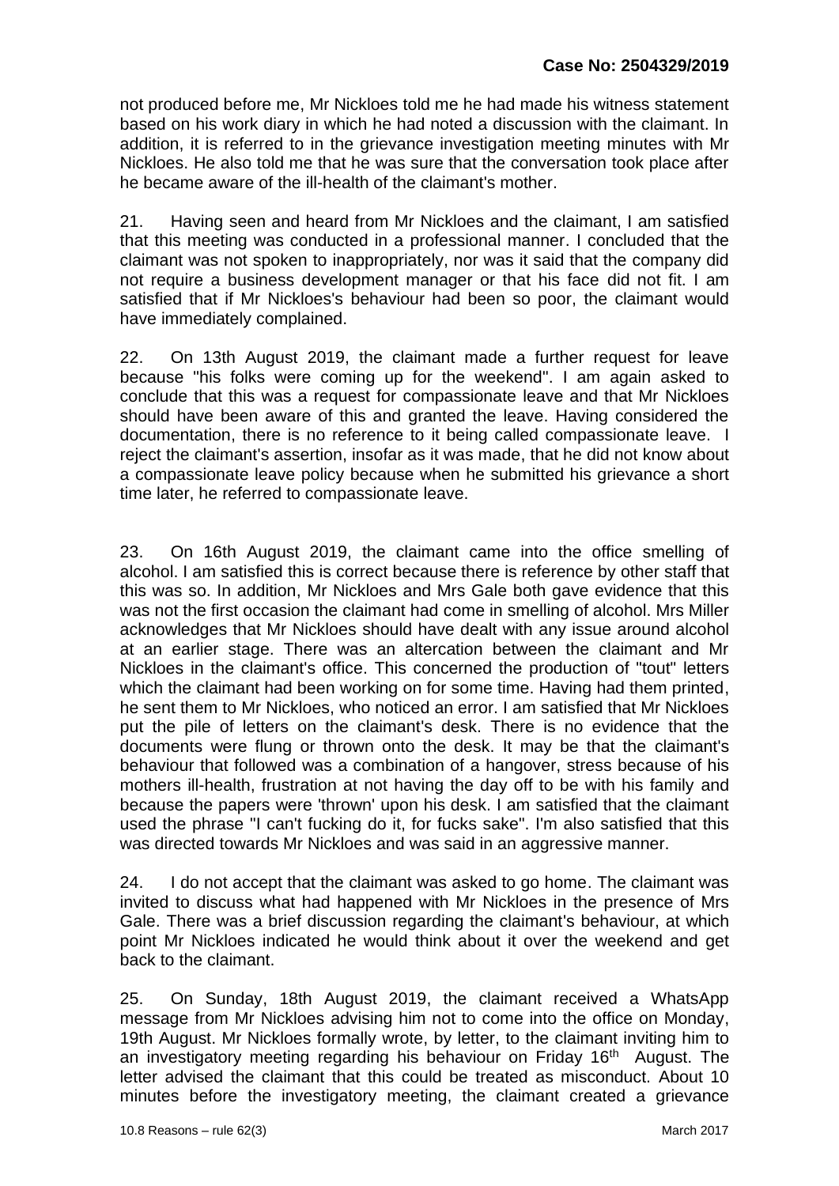not produced before me, Mr Nickloes told me he had made his witness statement based on his work diary in which he had noted a discussion with the claimant. In addition, it is referred to in the grievance investigation meeting minutes with Mr Nickloes. He also told me that he was sure that the conversation took place after he became aware of the ill-health of the claimant's mother.

21. Having seen and heard from Mr Nickloes and the claimant, I am satisfied that this meeting was conducted in a professional manner. I concluded that the claimant was not spoken to inappropriately, nor was it said that the company did not require a business development manager or that his face did not fit. I am satisfied that if Mr Nickloes's behaviour had been so poor, the claimant would have immediately complained.

22. On 13th August 2019, the claimant made a further request for leave because "his folks were coming up for the weekend". I am again asked to conclude that this was a request for compassionate leave and that Mr Nickloes should have been aware of this and granted the leave. Having considered the documentation, there is no reference to it being called compassionate leave. I reject the claimant's assertion, insofar as it was made, that he did not know about a compassionate leave policy because when he submitted his grievance a short time later, he referred to compassionate leave.

23. On 16th August 2019, the claimant came into the office smelling of alcohol. I am satisfied this is correct because there is reference by other staff that this was so. In addition, Mr Nickloes and Mrs Gale both gave evidence that this was not the first occasion the claimant had come in smelling of alcohol. Mrs Miller acknowledges that Mr Nickloes should have dealt with any issue around alcohol at an earlier stage. There was an altercation between the claimant and Mr Nickloes in the claimant's office. This concerned the production of "tout" letters which the claimant had been working on for some time. Having had them printed, he sent them to Mr Nickloes, who noticed an error. I am satisfied that Mr Nickloes put the pile of letters on the claimant's desk. There is no evidence that the documents were flung or thrown onto the desk. It may be that the claimant's behaviour that followed was a combination of a hangover, stress because of his mothers ill-health, frustration at not having the day off to be with his family and because the papers were 'thrown' upon his desk. I am satisfied that the claimant used the phrase "I can't fucking do it, for fucks sake". I'm also satisfied that this was directed towards Mr Nickloes and was said in an aggressive manner.

24. I do not accept that the claimant was asked to go home. The claimant was invited to discuss what had happened with Mr Nickloes in the presence of Mrs Gale. There was a brief discussion regarding the claimant's behaviour, at which point Mr Nickloes indicated he would think about it over the weekend and get back to the claimant.

25. On Sunday, 18th August 2019, the claimant received a WhatsApp message from Mr Nickloes advising him not to come into the office on Monday, 19th August. Mr Nickloes formally wrote, by letter, to the claimant inviting him to an investigatory meeting regarding his behaviour on Friday 16th August. The letter advised the claimant that this could be treated as misconduct. About 10 minutes before the investigatory meeting, the claimant created a grievance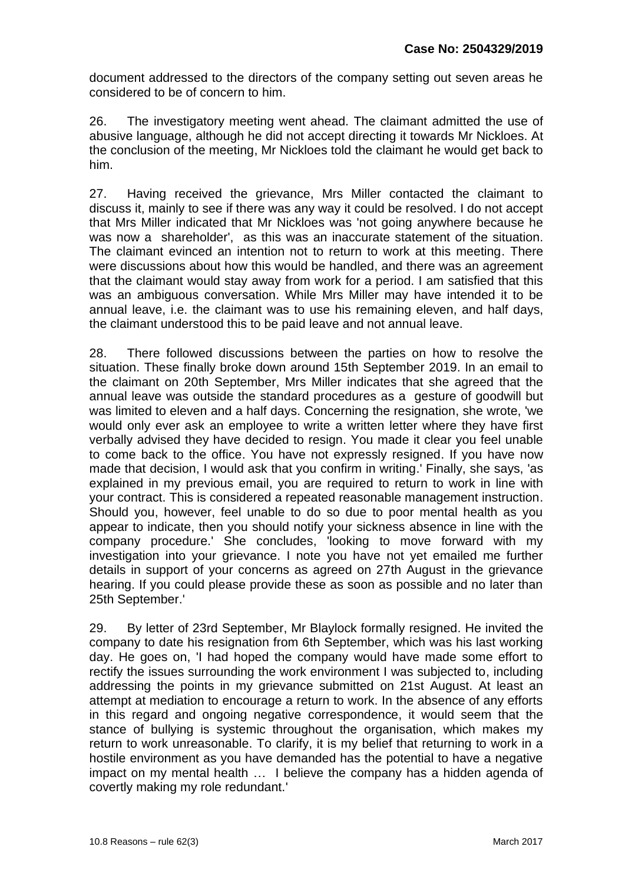document addressed to the directors of the company setting out seven areas he considered to be of concern to him.

26. The investigatory meeting went ahead. The claimant admitted the use of abusive language, although he did not accept directing it towards Mr Nickloes. At the conclusion of the meeting, Mr Nickloes told the claimant he would get back to him.

27. Having received the grievance, Mrs Miller contacted the claimant to discuss it, mainly to see if there was any way it could be resolved. I do not accept that Mrs Miller indicated that Mr Nickloes was 'not going anywhere because he was now a shareholder', as this was an inaccurate statement of the situation. The claimant evinced an intention not to return to work at this meeting. There were discussions about how this would be handled, and there was an agreement that the claimant would stay away from work for a period. I am satisfied that this was an ambiguous conversation. While Mrs Miller may have intended it to be annual leave, i.e. the claimant was to use his remaining eleven, and half days, the claimant understood this to be paid leave and not annual leave.

28. There followed discussions between the parties on how to resolve the situation. These finally broke down around 15th September 2019. In an email to the claimant on 20th September, Mrs Miller indicates that she agreed that the annual leave was outside the standard procedures as a gesture of goodwill but was limited to eleven and a half days. Concerning the resignation, she wrote, 'we would only ever ask an employee to write a written letter where they have first verbally advised they have decided to resign. You made it clear you feel unable to come back to the office. You have not expressly resigned. If you have now made that decision, I would ask that you confirm in writing.' Finally, she says, 'as explained in my previous email, you are required to return to work in line with your contract. This is considered a repeated reasonable management instruction. Should you, however, feel unable to do so due to poor mental health as you appear to indicate, then you should notify your sickness absence in line with the company procedure.' She concludes, 'looking to move forward with my investigation into your grievance. I note you have not yet emailed me further details in support of your concerns as agreed on 27th August in the grievance hearing. If you could please provide these as soon as possible and no later than 25th September.'

29. By letter of 23rd September, Mr Blaylock formally resigned. He invited the company to date his resignation from 6th September, which was his last working day. He goes on, 'I had hoped the company would have made some effort to rectify the issues surrounding the work environment I was subjected to, including addressing the points in my grievance submitted on 21st August. At least an attempt at mediation to encourage a return to work. In the absence of any efforts in this regard and ongoing negative correspondence, it would seem that the stance of bullying is systemic throughout the organisation, which makes my return to work unreasonable. To clarify, it is my belief that returning to work in a hostile environment as you have demanded has the potential to have a negative impact on my mental health … I believe the company has a hidden agenda of covertly making my role redundant.'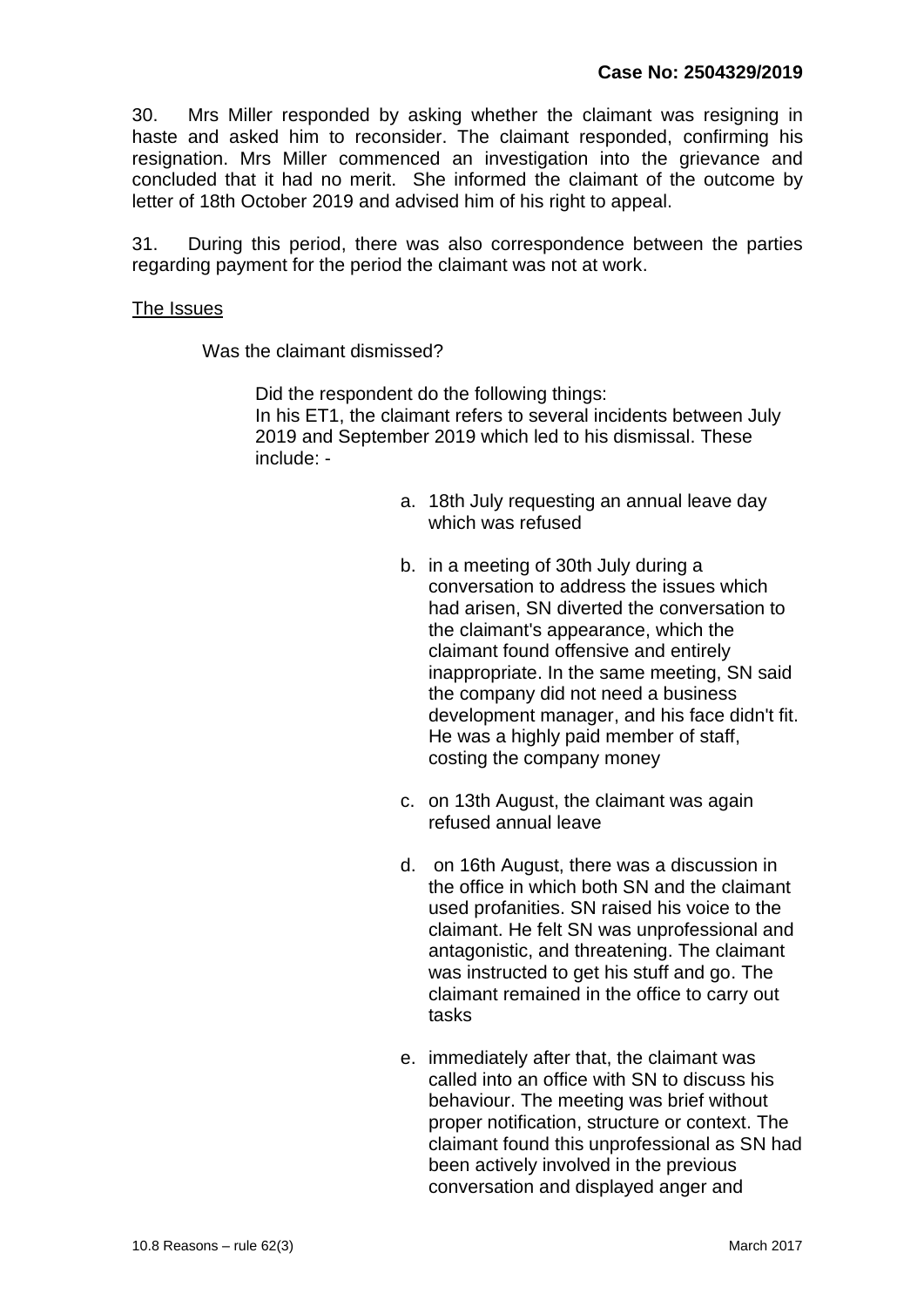30. Mrs Miller responded by asking whether the claimant was resigning in haste and asked him to reconsider. The claimant responded, confirming his resignation. Mrs Miller commenced an investigation into the grievance and concluded that it had no merit. She informed the claimant of the outcome by letter of 18th October 2019 and advised him of his right to appeal.

31. During this period, there was also correspondence between the parties regarding payment for the period the claimant was not at work.

## The Issues

Was the claimant dismissed?

Did the respondent do the following things:
In his ET1, the claimant refers to several incidents between July 2019 and September 2019 which led to his dismissal. These include: -

a. 18th July requesting an annual leave day which was refused

b. in a meeting of 30th July during a conversation to address the issues which had arisen, SN diverted the conversation to the claimant's appearance, which the claimant found offensive and entirely inappropriate. In the same meeting, SN said the company did not need a business development manager, and his face didn't fit. He was a highly paid member of staff, costing the company money

c. on 13th August, the claimant was again refused annual leave

d. on 16th August, there was a discussion in the office in which both SN and the claimant used profanities. SN raised his voice to the claimant. He felt SN was unprofessional and antagonistic, and threatening. The claimant was instructed to get his stuff and go. The claimant remained in the office to carry out tasks

e. immediately after that, the claimant was called into an office with SN to discuss his behaviour. The meeting was brief without proper notification, structure or context. The claimant found this unprofessional as SN had been actively involved in the previous conversation and displayed anger and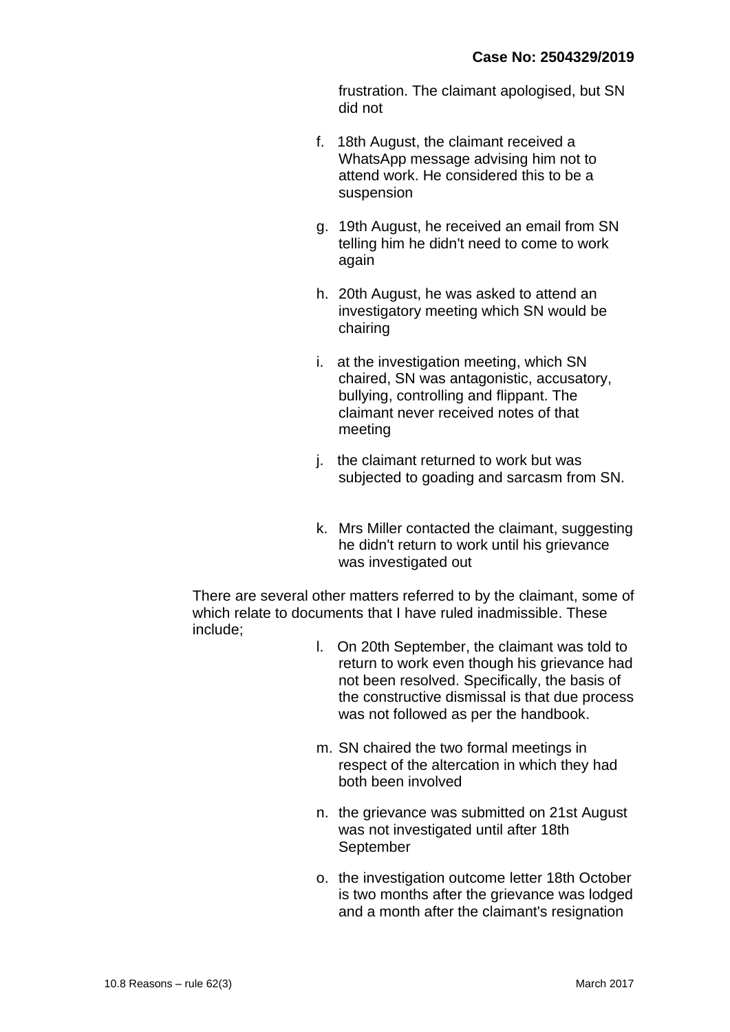frustration. The claimant apologised, but SN did not

f. 18th August, the claimant received a WhatsApp message advising him not to attend work. He considered this to be a suspension

g. 19th August, he received an email from SN telling him he didn't need to come to work again

h. 20th August, he was asked to attend an investigatory meeting which SN would be chairing

i. at the investigation meeting, which SN chaired, SN was antagonistic, accusatory, bullying, controlling and flippant. The claimant never received notes of that meeting

j. the claimant returned to work but was subjected to goading and sarcasm from SN.

k. Mrs Miller contacted the claimant, suggesting he didn't return to work until his grievance was investigated out

There are several other matters referred to by the claimant, some of which relate to documents that I have ruled inadmissible. These include;

l. On 20th September, the claimant was told to return to work even though his grievance had not been resolved. Specifically, the basis of the constructive dismissal is that due process was not followed as per the handbook.

m. SN chaired the two formal meetings in respect of the altercation in which they had both been involved

n. the grievance was submitted on 21st August was not investigated until after 18th September

o. the investigation outcome letter 18th October is two months after the grievance was lodged and a month after the claimant's resignation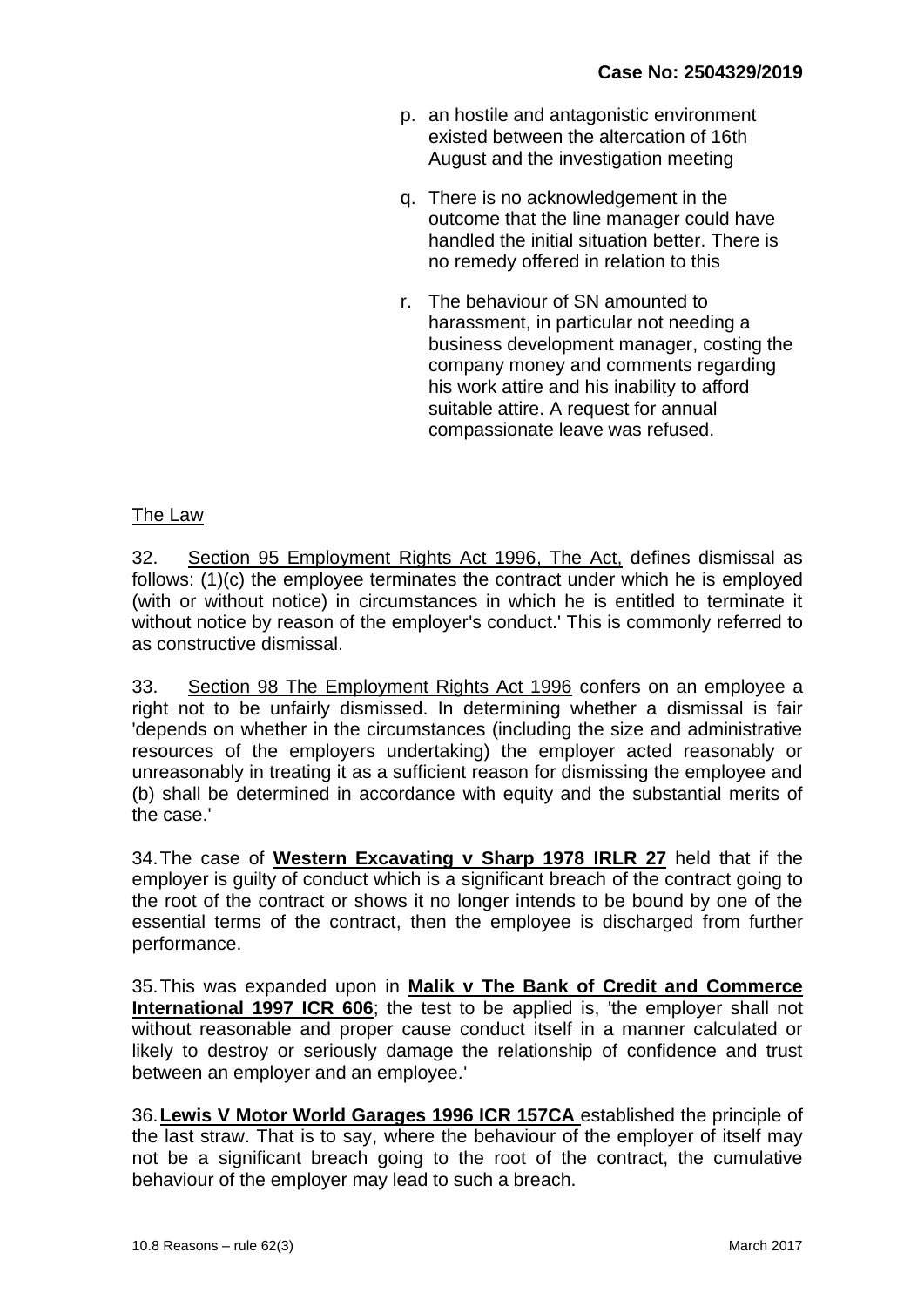p. an hostile and antagonistic environment existed between the altercation of 16th August and the investigation meeting

q. There is no acknowledgement in the outcome that the line manager could have handled the initial situation better. There is no remedy offered in relation to this

r. The behaviour of SN amounted to harassment, in particular not needing a business development manager, costing the company money and comments regarding his work attire and his inability to afford suitable attire. A request for annual compassionate leave was refused.

## The Law

32. Section 95 Employment Rights Act 1996, The Act, defines dismissal as follows: (1)(c) the employee terminates the contract under which he is employed (with or without notice) in circumstances in which he is entitled to terminate it without notice by reason of the employer's conduct.' This is commonly referred to as constructive dismissal.

33. Section 98 The Employment Rights Act 1996 confers on an employee a right not to be unfairly dismissed. In determining whether a dismissal is fair 'depends on whether in the circumstances (including the size and administrative resources of the employers undertaking) the employer acted reasonably or unreasonably in treating it as a sufficient reason for dismissing the employee and (b) shall be determined in accordance with equity and the substantial merits of the case.'

34. The case of **Western Excavating v Sharp 1978 IRLR 27** held that if the employer is guilty of conduct which is a significant breach of the contract going to the root of the contract or shows it no longer intends to be bound by one of the essential terms of the contract, then the employee is discharged from further performance.

35. This was expanded upon in **Malik v The Bank of Credit and Commerce International 1997 ICR 606**; the test to be applied is, 'the employer shall not without reasonable and proper cause conduct itself in a manner calculated or likely to destroy or seriously damage the relationship of confidence and trust between an employer and an employee.'

36. **Lewis V Motor World Garages 1996 ICR 157CA** established the principle of the last straw. That is to say, where the behaviour of the employer of itself may not be a significant breach going to the root of the contract, the cumulative behaviour of the employer may lead to such a breach.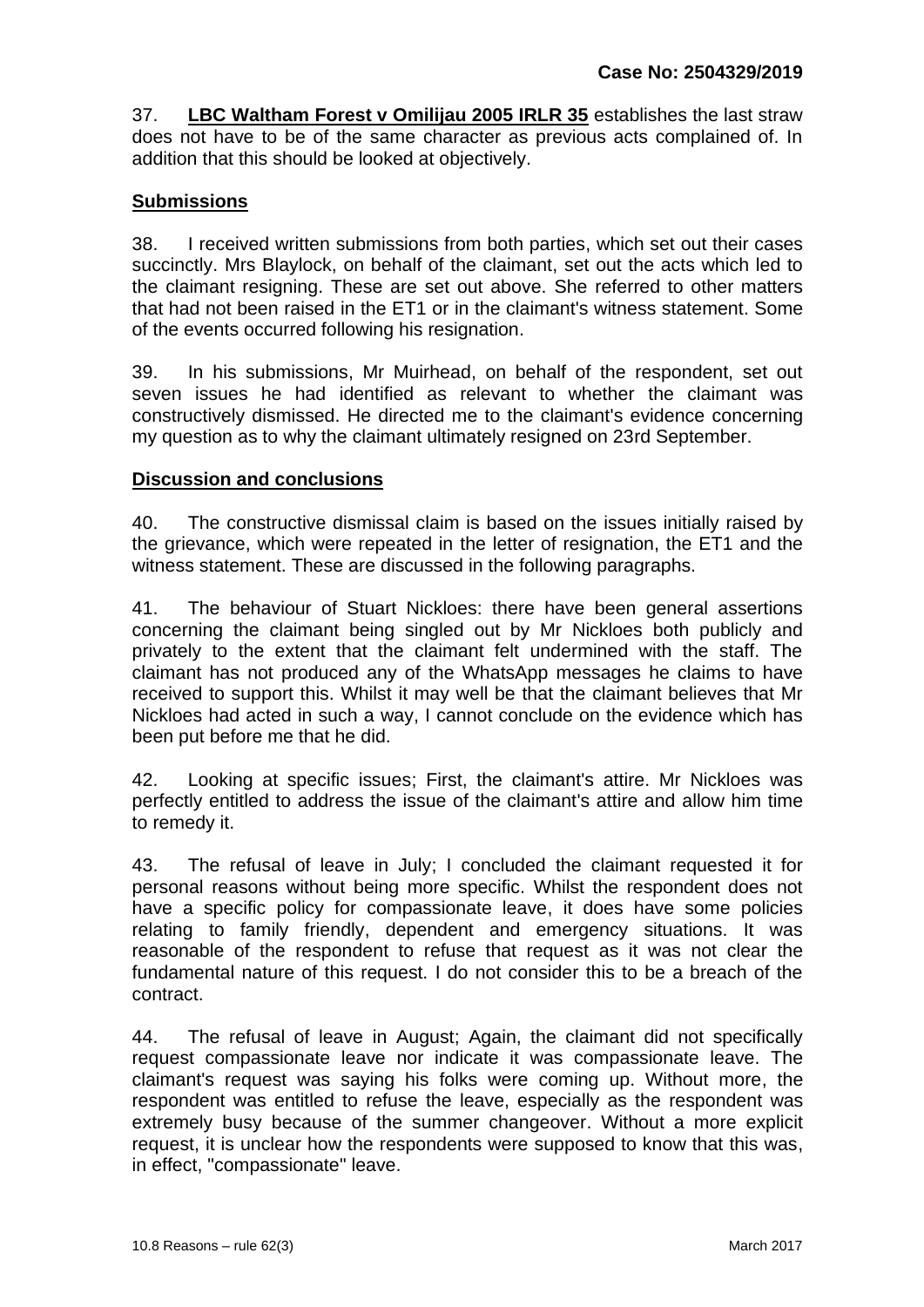37. **LBC Waltham Forest v Omilijau 2005 IRLR 35** establishes the last straw does not have to be of the same character as previous acts complained of. In addition that this should be looked at objectively.

## Submissions

38. I received written submissions from both parties, which set out their cases succinctly. Mrs Blaylock, on behalf of the claimant, set out the acts which led to the claimant resigning. These are set out above. She referred to other matters that had not been raised in the ET1 or in the claimant's witness statement. Some of the events occurred following his resignation.

39. In his submissions, Mr Muirhead, on behalf of the respondent, set out seven issues he had identified as relevant to whether the claimant was constructively dismissed. He directed me to the claimant's evidence concerning my question as to why the claimant ultimately resigned on 23rd September.

## Discussion and conclusions

40. The constructive dismissal claim is based on the issues initially raised by the grievance, which were repeated in the letter of resignation, the ET1 and the witness statement. These are discussed in the following paragraphs.

41. The behaviour of Stuart Nickloes: there have been general assertions concerning the claimant being singled out by Mr Nickloes both publicly and privately to the extent that the claimant felt undermined with the staff. The claimant has not produced any of the WhatsApp messages he claims to have received to support this. Whilst it may well be that the claimant believes that Mr Nickloes had acted in such a way, I cannot conclude on the evidence which has been put before me that he did.

42. Looking at specific issues; First, the claimant's attire. Mr Nickloes was perfectly entitled to address the issue of the claimant's attire and allow him time to remedy it.

43. The refusal of leave in July; I concluded the claimant requested it for personal reasons without being more specific. Whilst the respondent does not have a specific policy for compassionate leave, it does have some policies relating to family friendly, dependent and emergency situations. It was reasonable of the respondent to refuse that request as it was not clear the fundamental nature of this request. I do not consider this to be a breach of the contract.

44. The refusal of leave in August; Again, the claimant did not specifically request compassionate leave nor indicate it was compassionate leave. The claimant's request was saying his folks were coming up. Without more, the respondent was entitled to refuse the leave, especially as the respondent was extremely busy because of the summer changeover. Without a more explicit request, it is unclear how the respondents were supposed to know that this was, in effect, "compassionate" leave.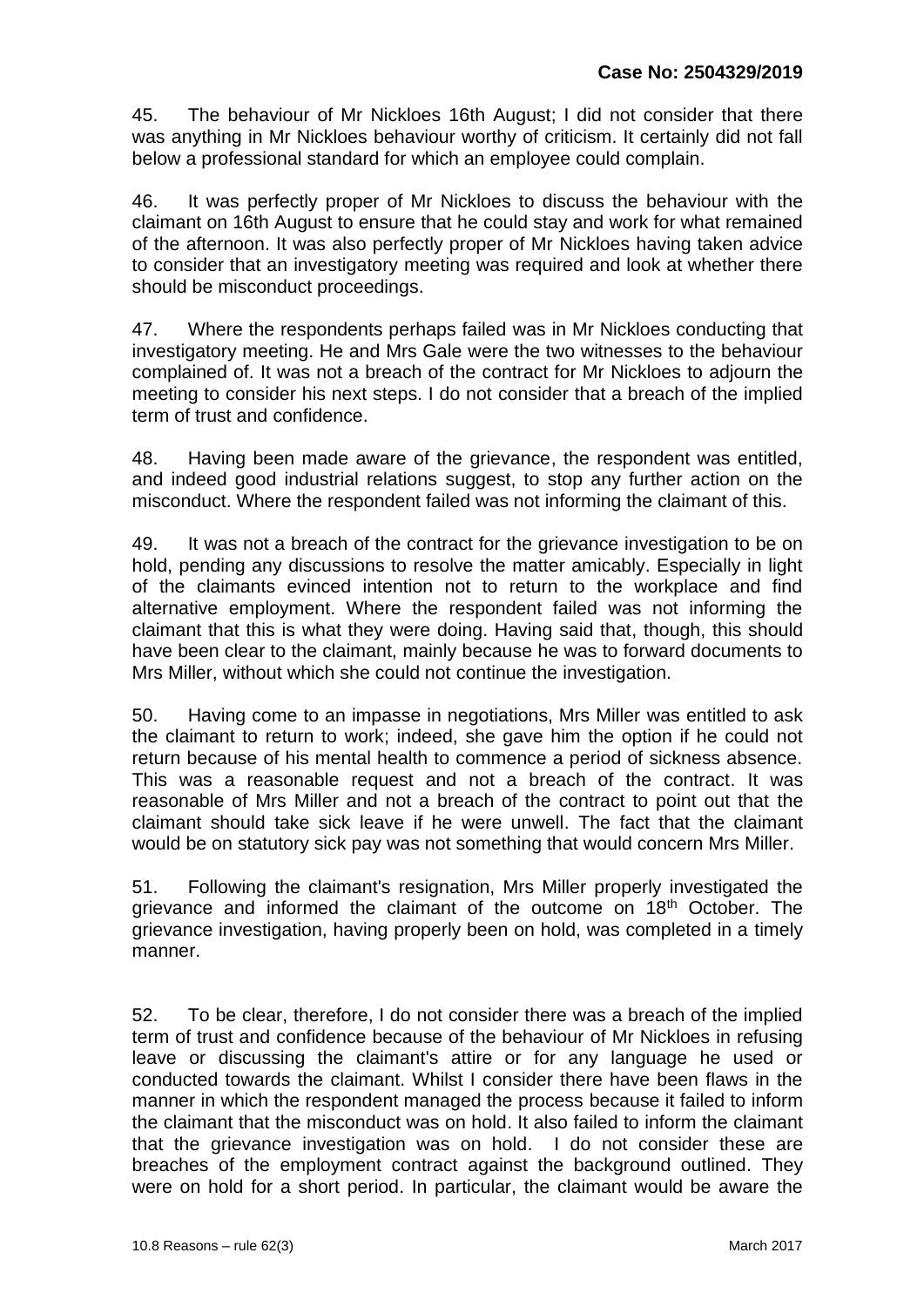45. The behaviour of Mr Nickloes 16th August; I did not consider that there was anything in Mr Nickloes behaviour worthy of criticism. It certainly did not fall below a professional standard for which an employee could complain.

46. It was perfectly proper of Mr Nickloes to discuss the behaviour with the claimant on 16th August to ensure that he could stay and work for what remained of the afternoon. It was also perfectly proper of Mr Nickloes having taken advice to consider that an investigatory meeting was required and look at whether there should be misconduct proceedings.

47. Where the respondents perhaps failed was in Mr Nickloes conducting that investigatory meeting. He and Mrs Gale were the two witnesses to the behaviour complained of. It was not a breach of the contract for Mr Nickloes to adjourn the meeting to consider his next steps. I do not consider that a breach of the implied term of trust and confidence.

48. Having been made aware of the grievance, the respondent was entitled, and indeed good industrial relations suggest, to stop any further action on the misconduct. Where the respondent failed was not informing the claimant of this.

49. It was not a breach of the contract for the grievance investigation to be on hold, pending any discussions to resolve the matter amicably. Especially in light of the claimants evinced intention not to return to the workplace and find alternative employment. Where the respondent failed was not informing the claimant that this is what they were doing. Having said that, though, this should have been clear to the claimant, mainly because he was to forward documents to Mrs Miller, without which she could not continue the investigation.

50. Having come to an impasse in negotiations, Mrs Miller was entitled to ask the claimant to return to work; indeed, she gave him the option if he could not return because of his mental health to commence a period of sickness absence. This was a reasonable request and not a breach of the contract. It was reasonable of Mrs Miller and not a breach of the contract to point out that the claimant should take sick leave if he were unwell. The fact that the claimant would be on statutory sick pay was not something that would concern Mrs Miller.

51. Following the claimant's resignation, Mrs Miller properly investigated the grievance and informed the claimant of the outcome on 18th October. The grievance investigation, having properly been on hold, was completed in a timely manner.

52. To be clear, therefore, I do not consider there was a breach of the implied term of trust and confidence because of the behaviour of Mr Nickloes in refusing leave or discussing the claimant's attire or for any language he used or conducted towards the claimant. Whilst I consider there have been flaws in the manner in which the respondent managed the process because it failed to inform the claimant that the misconduct was on hold. It also failed to inform the claimant that the grievance investigation was on hold. I do not consider these are breaches of the employment contract against the background outlined. They were on hold for a short period. In particular, the claimant would be aware the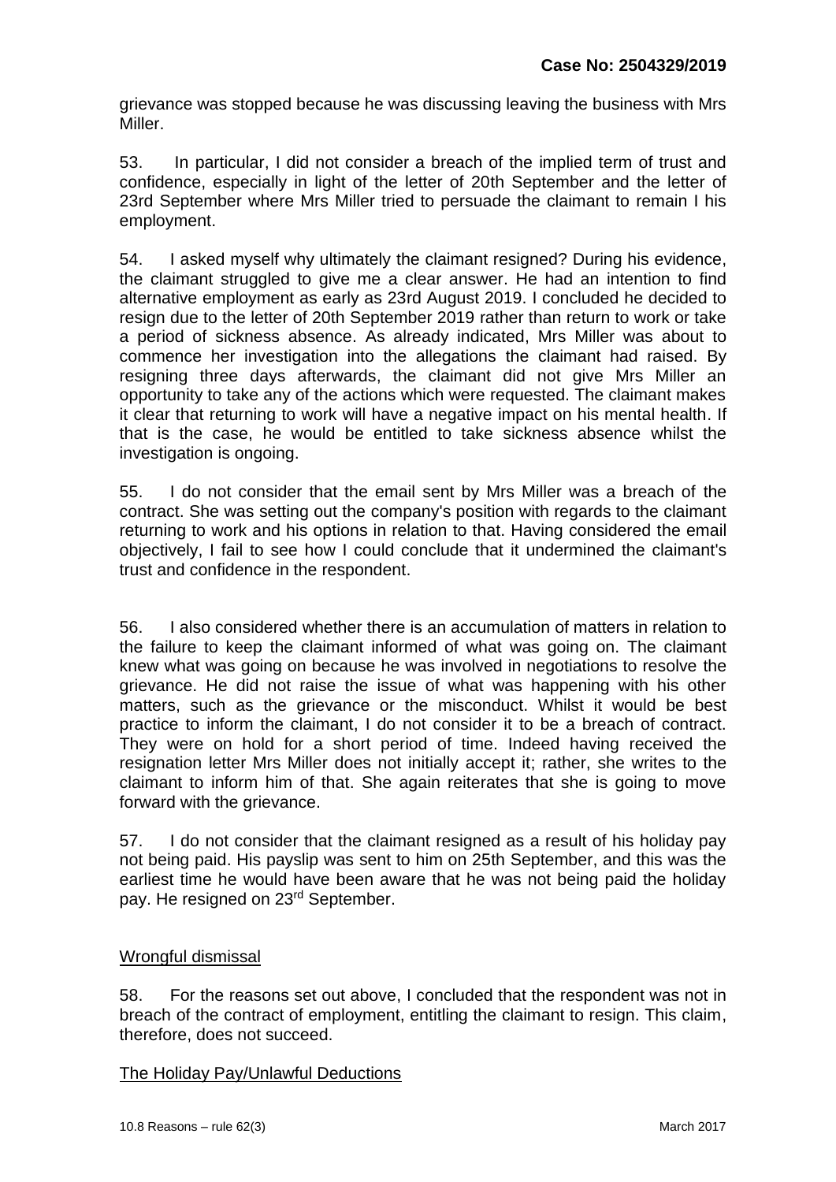grievance was stopped because he was discussing leaving the business with Mrs Miller.

53. In particular, I did not consider a breach of the implied term of trust and confidence, especially in light of the letter of 20th September and the letter of 23rd September where Mrs Miller tried to persuade the claimant to remain I his employment.

54. I asked myself why ultimately the claimant resigned? During his evidence, the claimant struggled to give me a clear answer. He had an intention to find alternative employment as early as 23rd August 2019. I concluded he decided to resign due to the letter of 20th September 2019 rather than return to work or take a period of sickness absence. As already indicated, Mrs Miller was about to commence her investigation into the allegations the claimant had raised. By resigning three days afterwards, the claimant did not give Mrs Miller an opportunity to take any of the actions which were requested. The claimant makes it clear that returning to work will have a negative impact on his mental health. If that is the case, he would be entitled to take sickness absence whilst the investigation is ongoing.

55. I do not consider that the email sent by Mrs Miller was a breach of the contract. She was setting out the company's position with regards to the claimant returning to work and his options in relation to that. Having considered the email objectively, I fail to see how I could conclude that it undermined the claimant's trust and confidence in the respondent.

56. I also considered whether there is an accumulation of matters in relation to the failure to keep the claimant informed of what was going on. The claimant knew what was going on because he was involved in negotiations to resolve the grievance. He did not raise the issue of what was happening with his other matters, such as the grievance or the misconduct. Whilst it would be best practice to inform the claimant, I do not consider it to be a breach of contract. They were on hold for a short period of time. Indeed having received the resignation letter Mrs Miller does not initially accept it; rather, she writes to the claimant to inform him of that. She again reiterates that she is going to move forward with the grievance.

57. I do not consider that the claimant resigned as a result of his holiday pay not being paid. His payslip was sent to him on 25th September, and this was the earliest time he would have been aware that he was not being paid the holiday pay. He resigned on 23rd September.

## Wrongful dismissal

58. For the reasons set out above, I concluded that the respondent was not in breach of the contract of employment, entitling the claimant to resign. This claim, therefore, does not succeed.

## The Holiday Pay/Unlawful Deductions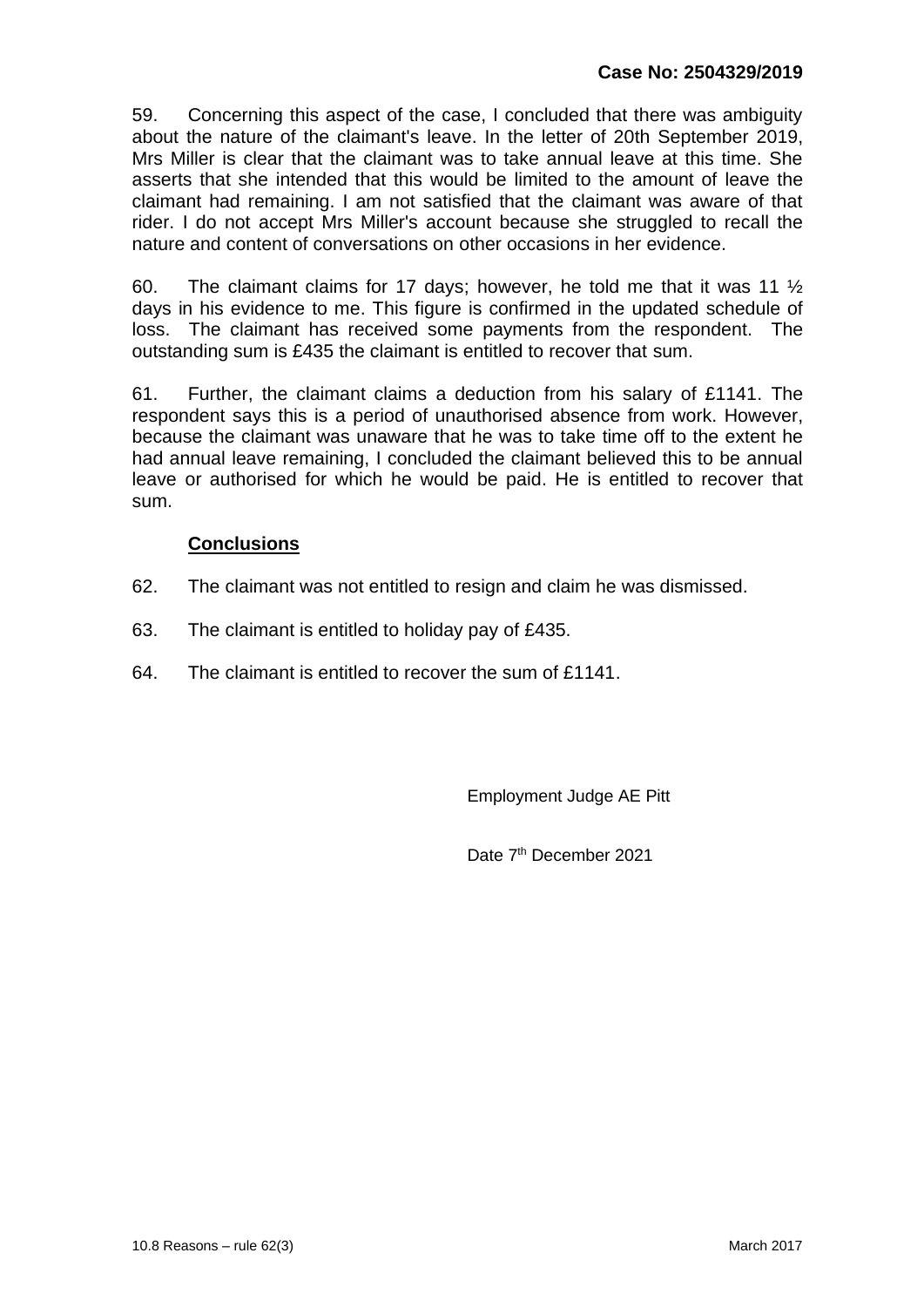59. Concerning this aspect of the case, I concluded that there was ambiguity about the nature of the claimant's leave. In the letter of 20th September 2019, Mrs Miller is clear that the claimant was to take annual leave at this time. She asserts that she intended that this would be limited to the amount of leave the claimant had remaining. I am not satisfied that the claimant was aware of that rider. I do not accept Mrs Miller's account because she struggled to recall the nature and content of conversations on other occasions in her evidence.

60. The claimant claims for 17 days; however, he told me that it was 11 ½ days in his evidence to me. This figure is confirmed in the updated schedule of loss. The claimant has received some payments from the respondent. The outstanding sum is £435 the claimant is entitled to recover that sum.

61. Further, the claimant claims a deduction from his salary of £1141. The respondent says this is a period of unauthorised absence from work. However, because the claimant was unaware that he was to take time off to the extent he had annual leave remaining, I concluded the claimant believed this to be annual leave or authorised for which he would be paid. He is entitled to recover that sum.

## Conclusions

62. The claimant was not entitled to resign and claim he was dismissed.

63. The claimant is entitled to holiday pay of £435.

64. The claimant is entitled to recover the sum of £1141.

Employment Judge AE Pitt

Date 7th December 2021